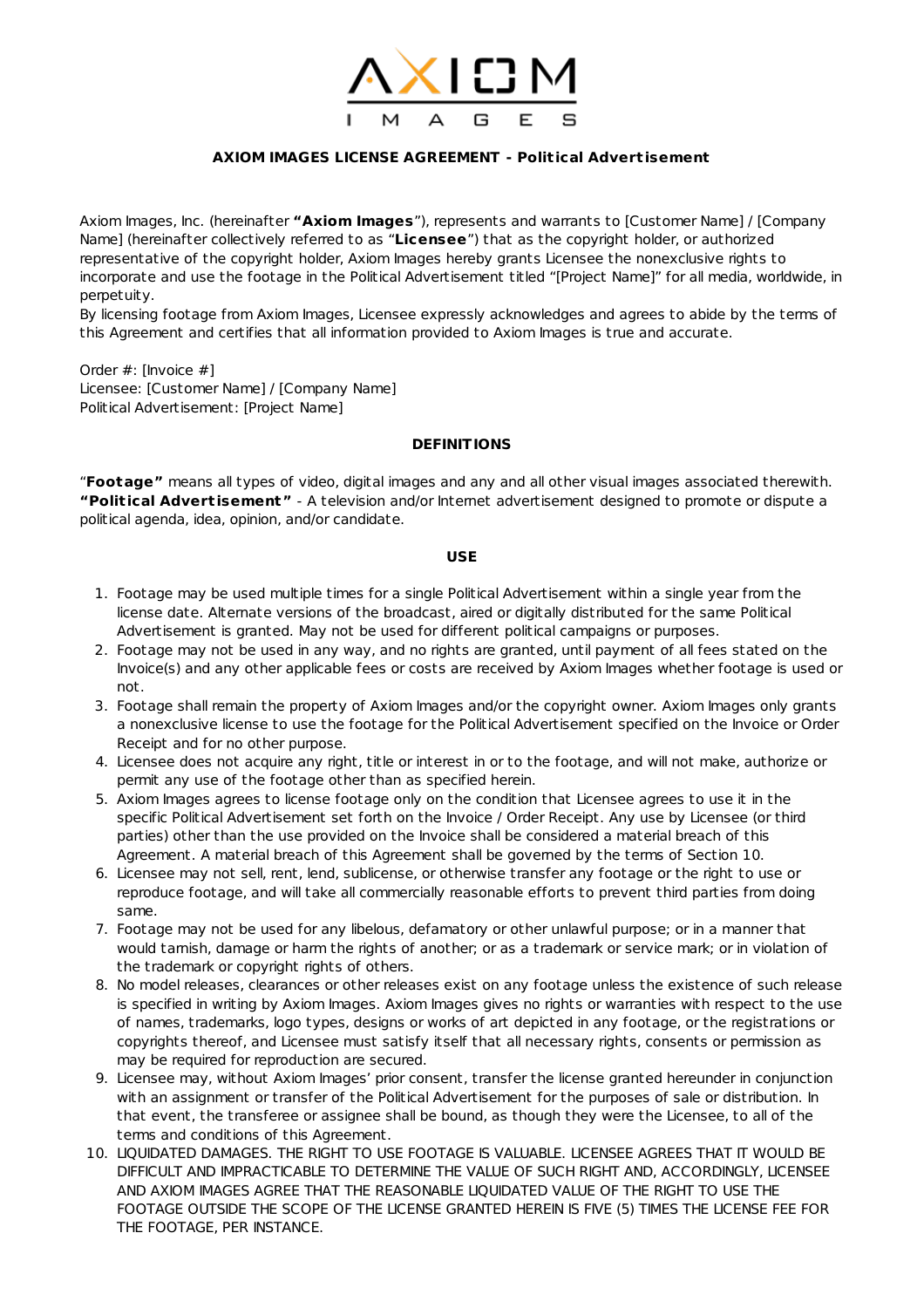# AXIOM IMAGES

## AXIOM IMAGES LICENSE AGREEMENT - Political Advertisement

Axiom Images, Inc. (hereinafter **"Axiom Images"**), represents and warrants to [Customer Name] / [Company Name] (hereinafter collectively referred to as "**Licensee**") that as the copyright holder, or authorized representative of the copyright holder, Axiom Images hereby grants Licensee the nonexclusive rights to incorporate and use the footage in the Political Advertisement titled "[Project Name]" for all media, worldwide, in perpetuity.

By licensing footage from Axiom Images, Licensee expressly acknowledges and agrees to abide by the terms of this Agreement and certifies that all information provided to Axiom Images is true and accurate.

Order #: [Invoice #]
Licensee: [Customer Name] / [Company Name]
Political Advertisement: [Project Name]

### DEFINITIONS

"**Footage"** means all types of video, digital images and any and all other visual images associated therewith.
**"Political Advertisement"** - A television and/or Internet advertisement designed to promote or dispute a political agenda, idea, opinion, and/or candidate.

### USE

1. Footage may be used multiple times for a single Political Advertisement within a single year from the license date. Alternate versions of the broadcast, aired or digitally distributed for the same Political Advertisement is granted. May not be used for different political campaigns or purposes.
2. Footage may not be used in any way, and no rights are granted, until payment of all fees stated on the Invoice(s) and any other applicable fees or costs are received by Axiom Images whether footage is used or not.
3. Footage shall remain the property of Axiom Images and/or the copyright owner. Axiom Images only grants a nonexclusive license to use the footage for the Political Advertisement specified on the Invoice or Order Receipt and for no other purpose.
4. Licensee does not acquire any right, title or interest in or to the footage, and will not make, authorize or permit any use of the footage other than as specified herein.
5. Axiom Images agrees to license footage only on the condition that Licensee agrees to use it in the specific Political Advertisement set forth on the Invoice / Order Receipt. Any use by Licensee (or third parties) other than the use provided on the Invoice shall be considered a material breach of this Agreement. A material breach of this Agreement shall be governed by the terms of Section 10.
6. Licensee may not sell, rent, lend, sublicense, or otherwise transfer any footage or the right to use or reproduce footage, and will take all commercially reasonable efforts to prevent third parties from doing same.
7. Footage may not be used for any libelous, defamatory or other unlawful purpose; or in a manner that would tarnish, damage or harm the rights of another; or as a trademark or service mark; or in violation of the trademark or copyright rights of others.
8. No model releases, clearances or other releases exist on any footage unless the existence of such release is specified in writing by Axiom Images. Axiom Images gives no rights or warranties with respect to the use of names, trademarks, logo types, designs or works of art depicted in any footage, or the registrations or copyrights thereof, and Licensee must satisfy itself that all necessary rights, consents or permission as may be required for reproduction are secured.
9. Licensee may, without Axiom Images' prior consent, transfer the license granted hereunder in conjunction with an assignment or transfer of the Political Advertisement for the purposes of sale or distribution. In that event, the transferee or assignee shall be bound, as though they were the Licensee, to all of the terms and conditions of this Agreement.
10. LIQUIDATED DAMAGES. THE RIGHT TO USE FOOTAGE IS VALUABLE. LICENSEE AGREES THAT IT WOULD BE DIFFICULT AND IMPRACTICABLE TO DETERMINE THE VALUE OF SUCH RIGHT AND, ACCORDINGLY, LICENSEE AND AXIOM IMAGES AGREE THAT THE REASONABLE LIQUIDATED VALUE OF THE RIGHT TO USE THE FOOTAGE OUTSIDE THE SCOPE OF THE LICENSE GRANTED HEREIN IS FIVE (5) TIMES THE LICENSE FEE FOR THE FOOTAGE, PER INSTANCE.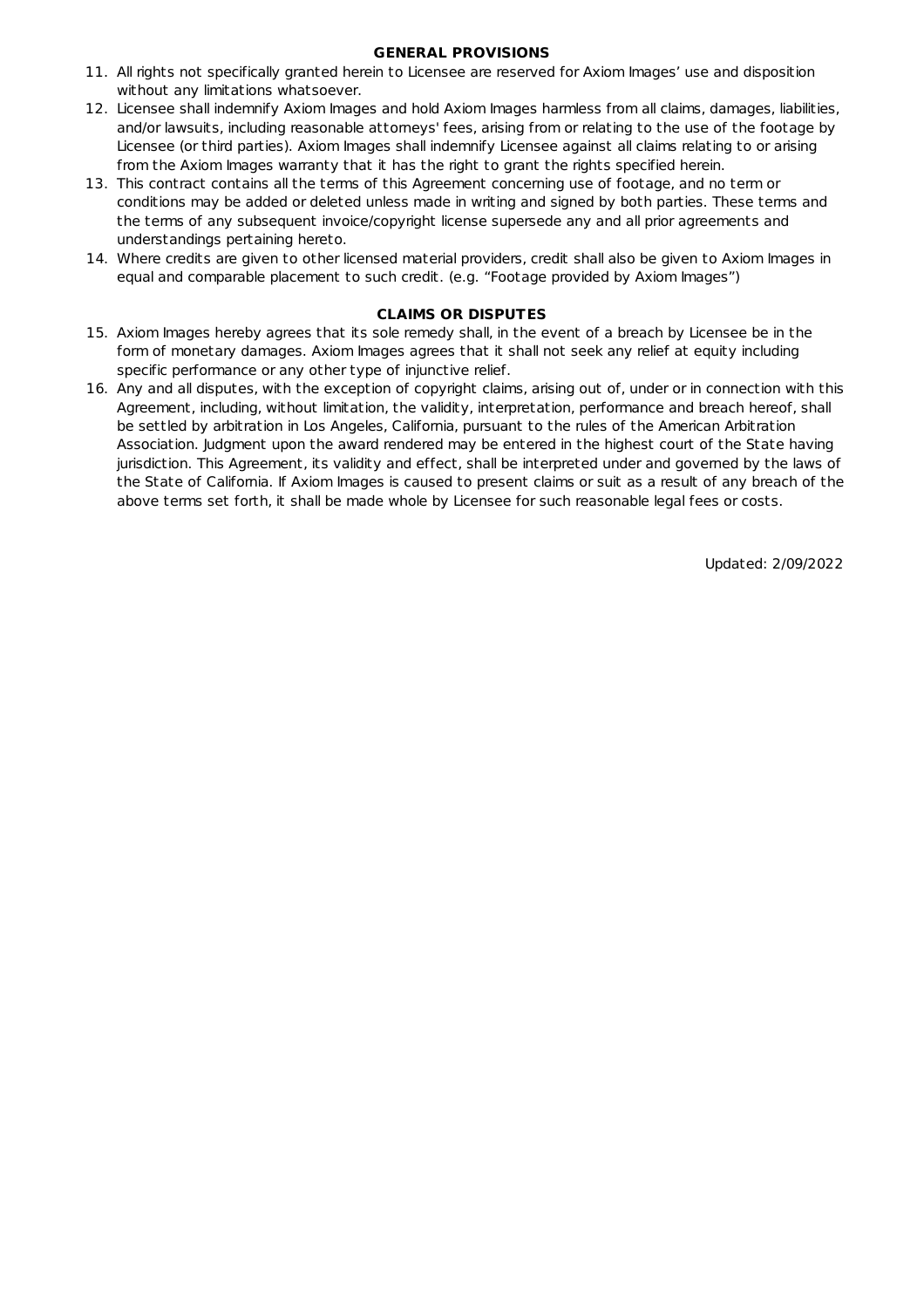## GENERAL PROVISIONS

11. All rights not specifically granted herein to Licensee are reserved for Axiom Images' use and disposition without any limitations whatsoever.
12. Licensee shall indemnify Axiom Images and hold Axiom Images harmless from all claims, damages, liabilities, and/or lawsuits, including reasonable attorneys' fees, arising from or relating to the use of the footage by Licensee (or third parties). Axiom Images shall indemnify Licensee against all claims relating to or arising from the Axiom Images warranty that it has the right to grant the rights specified herein.
13. This contract contains all the terms of this Agreement concerning use of footage, and no term or conditions may be added or deleted unless made in writing and signed by both parties. These terms and the terms of any subsequent invoice/copyright license supersede any and all prior agreements and understandings pertaining hereto.
14. Where credits are given to other licensed material providers, credit shall also be given to Axiom Images in equal and comparable placement to such credit. (e.g. "Footage provided by Axiom Images")

## CLAIMS OR DISPUTES

15. Axiom Images hereby agrees that its sole remedy shall, in the event of a breach by Licensee be in the form of monetary damages. Axiom Images agrees that it shall not seek any relief at equity including specific performance or any other type of injunctive relief.
16. Any and all disputes, with the exception of copyright claims, arising out of, under or in connection with this Agreement, including, without limitation, the validity, interpretation, performance and breach hereof, shall be settled by arbitration in Los Angeles, California, pursuant to the rules of the American Arbitration Association. Judgment upon the award rendered may be entered in the highest court of the State having jurisdiction. This Agreement, its validity and effect, shall be interpreted under and governed by the laws of the State of California. If Axiom Images is caused to present claims or suit as a result of any breach of the above terms set forth, it shall be made whole by Licensee for such reasonable legal fees or costs.

Updated: 2/09/2022